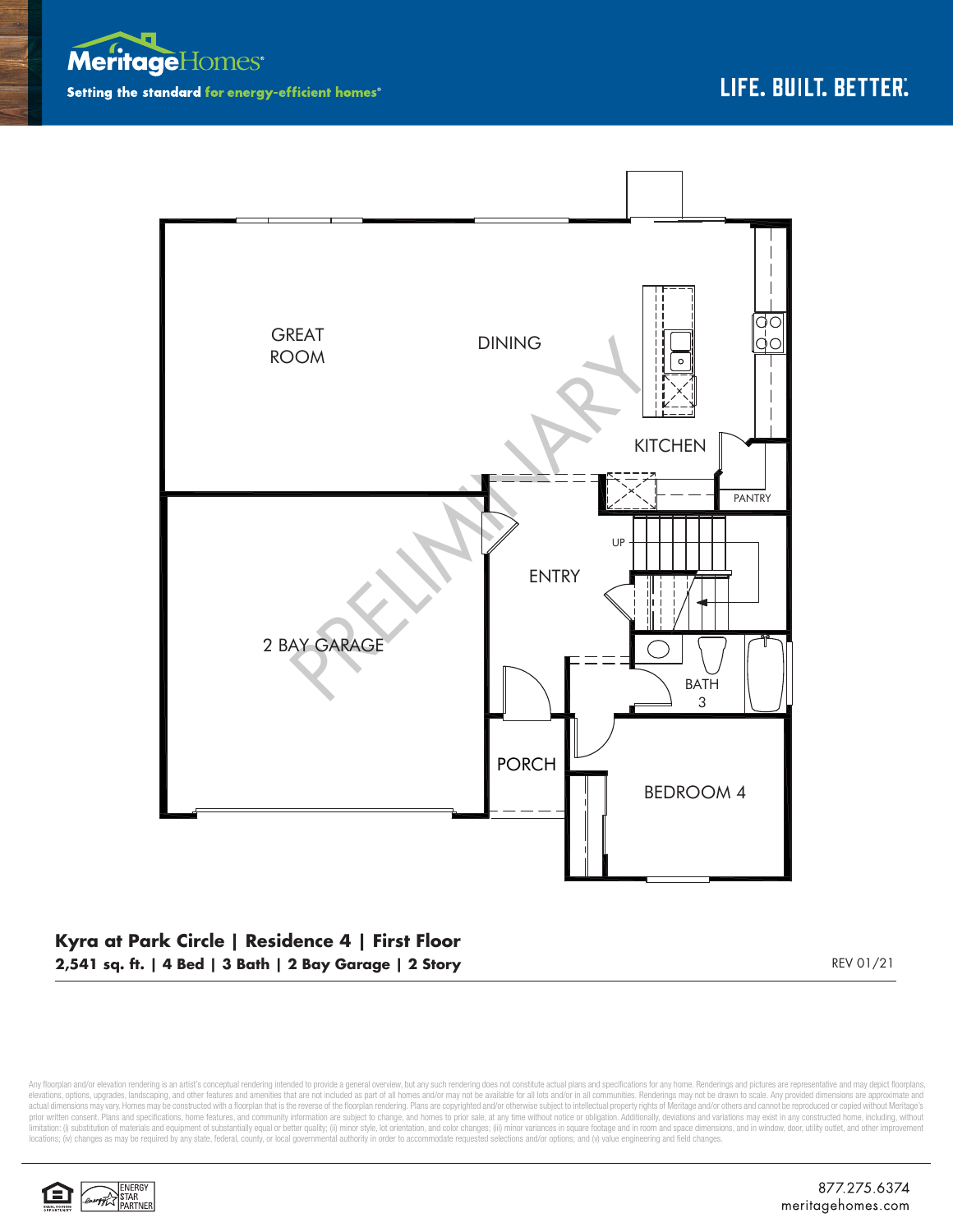**Meritage**Homes®

Setting the standard for energy-efficient homes®

LIFE. BUILT. BETTER.®

GREAT ROOM

DINING

KITCHEN

PANTRY

UP

ENTRY

2 BAY GARAGE

BATH 3

PORCH

BEDROOM 4

PRELIMINARY

## Kyra at Park Circle | Residence 4 | First Floor

**2,541 sq. ft. | 4 Bed | 3 Bath | 2 Bay Garage | 2 Story**

REV 01/21

Any floorplan and/or elevation rendering is an artist's conceptual rendering intended to provide a general overview, but any such rendering does not constitute actual plans and specifications for any home. Renderings and pictures are representative and may depict floorplans, elevations, options, upgrades, landscaping, and other features and amenities that are not included as part of all homes and/or may not be available for all lots and/or in all communities. Renderings may not be drawn to scale. Any provided dimensions are approximate and actual dimensions may vary. Homes may be constructed with a floorplan that is the reverse of the floorplan rendering. Plans are copyrighted and/or otherwise subject to intellectual property rights of Meritage and/or others and cannot be reproduced or copied without Meritage's prior written consent. Plans and specifications, home features, and community information are subject to change, and homes to prior sale, at any time without notice or obligation. Additionally, deviations and variations may exist in any constructed home, including, without limitation: (i) substitution of materials and equipment of substantially equal or better quality; (ii) minor style, lot orientation, and color changes; (iii) minor variances in square footage and in room and space dimensions, and in window, door, utility outlet, and other improvement locations; (iv) changes as may be required by any state, federal, county, or local governmental authority in order to accommodate requested selections and/or options; and (v) value engineering and field changes.

ENERGY STAR PARTNER

877.275.6374
meritagehomes.com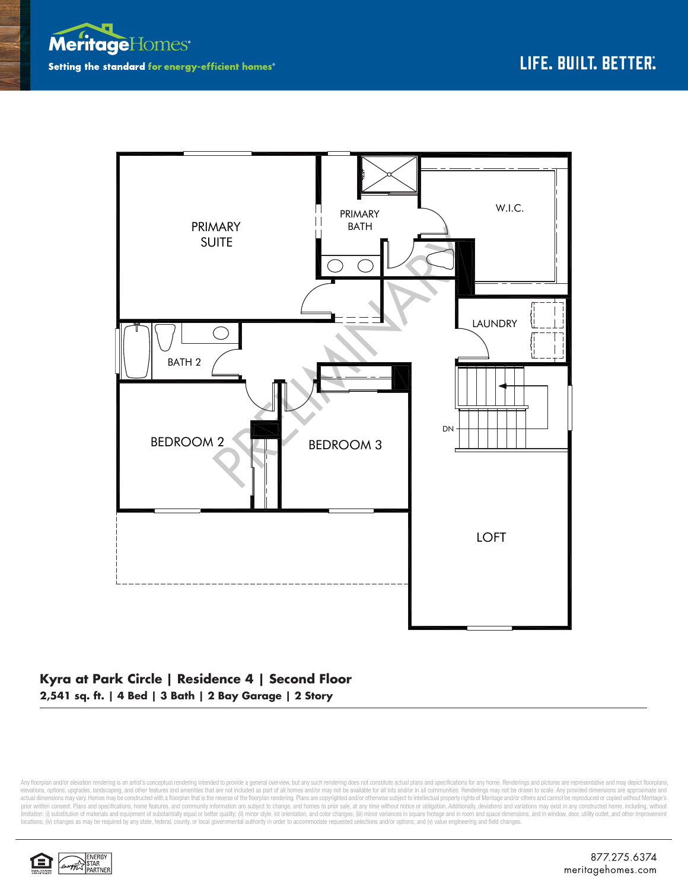Setting the standard for energy-efficient homes®

LIFE. BUILT. BETTER.®

PRIMARY SUITE

PRIMARY BATH

W.I.C.

LAUNDRY

BATH 2

BEDROOM 2

BEDROOM 3

DN

LOFT

PRELIMINARY

## Kyra at Park Circle | Residence 4 | Second Floor

**2,541 sq. ft. | 4 Bed | 3 Bath | 2 Bay Garage | 2 Story**

Any floorplan and/or elevation rendering is an artist's conceptual rendering intended to provide a general overview, but any such rendering does not constitute actual plans and specifications for any home. Renderings and pictures are representative and may depict floorplans, elevations, options, upgrades, landscaping, and other features and amenities that are not included as part of all homes and/or may not be available for all lots and/or in all communities. Renderings may not be drawn to scale. Any provided dimensions are approximate and actual dimensions may vary. Homes may be constructed with a floorplan that is the reverse of the floorplan rendering. Plans are copyrighted and/or otherwise subject to intellectual property rights of Meritage and/or others and cannot be reproduced or copied without Meritage's prior written consent. Plans and specifications, home features, and community information are subject to change, and homes to prior sale, at any time without notice or obligation. Additionally, deviations and variations may exist in any constructed home, including, without limitation: (i) substitution of materials and equipment of substantially equal or better quality; (ii) minor style, lot orientation, and color changes; (iii) minor variances in square footage and in room and space dimensions, and in window, door, utility outlet, and other improvement locations; (iv) changes as may be required by any state, federal, county, or local governmental authority in order to accommodate requested selections and/or options; and (v) value engineering and field changes.

ENERGY STAR PARTNER

877.275.6374
meritagehomes.com